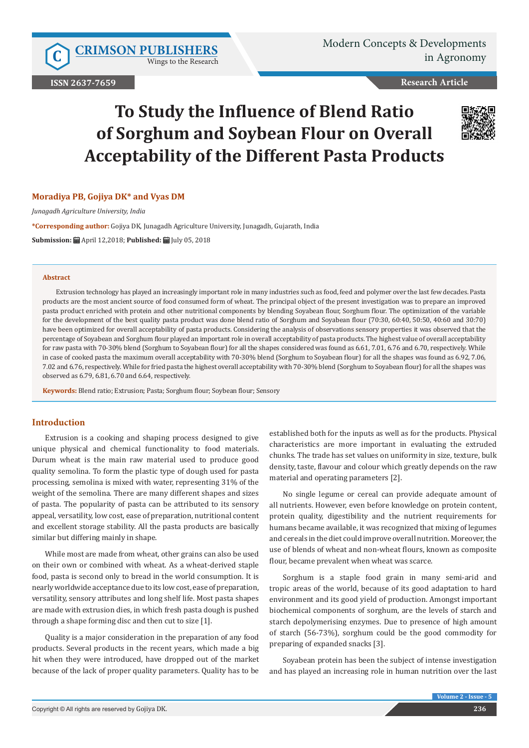# To Study the Influence of Blend Ratio of Sorghum and Soybean Flour on Overall Acceptability of the Different Pasta Products

**Moradiya PB, Gojiya DK* and Vyas DM**

*Junagadh Agriculture University, India*

**\*Corresponding author:** Gojiya DK, Junagadh Agriculture University, Junagadh, Gujarath, India

**Submission:** April 12,2018; **Published:** July 05, 2018

## Abstract

Extrusion technology has played an increasingly important role in many industries such as food, feed and polymer over the last few decades. Pasta products are the most ancient source of food consumed form of wheat. The principal object of the present investigation was to prepare an improved pasta product enriched with protein and other nutritional components by blending Soyabean flour, Sorghum flour. The optimization of the variable for the development of the best quality pasta product was done blend ratio of Sorghum and Soyabean flour (70:30, 60:40, 50:50, 40:60 and 30:70) have been optimized for overall acceptability of pasta products. Considering the analysis of observations sensory properties it was observed that the percentage of Soyabean and Sorghum flour played an important role in overall acceptability of pasta products. The highest value of overall acceptability for raw pasta with 70-30% blend (Sorghum to Soyabean flour) for all the shapes considered was found as 6.61, 7.01, 6.76 and 6.70, respectively. While in case of cooked pasta the maximum overall acceptability with 70-30% blend (Sorghum to Soyabean flour) for all the shapes was found as 6.92, 7.06, 7.02 and 6.76, respectively. While for fried pasta the highest overall acceptability with 70-30% blend (Sorghum to Soyabean flour) for all the shapes was observed as 6.79, 6.81, 6.70 and 6.64, respectively.

**Keywords:** Blend ratio; Extrusion; Pasta; Sorghum flour; Soybean flour; Sensory

## Introduction

Extrusion is a cooking and shaping process designed to give unique physical and chemical functionality to food materials. Durum wheat is the main raw material used to produce good quality semolina. To form the plastic type of dough used for pasta processing, semolina is mixed with water, representing 31% of the weight of the semolina. There are many different shapes and sizes of pasta. The popularity of pasta can be attributed to its sensory appeal, versatility, low cost, ease of preparation, nutritional content and excellent storage stability. All the pasta products are basically similar but differing mainly in shape.

While most are made from wheat, other grains can also be used on their own or combined with wheat. As a wheat-derived staple food, pasta is second only to bread in the world consumption. It is nearly worldwide acceptance due to its low cost, ease of preparation, versatility, sensory attributes and long shelf life. Most pasta shapes are made with extrusion dies, in which fresh pasta dough is pushed through a shape forming disc and then cut to size [1].

Quality is a major consideration in the preparation of any food products. Several products in the recent years, which made a big hit when they were introduced, have dropped out of the market because of the lack of proper quality parameters. Quality has to be established both for the inputs as well as for the products. Physical characteristics are more important in evaluating the extruded chunks. The trade has set values on uniformity in size, texture, bulk density, taste, flavour and colour which greatly depends on the raw material and operating parameters [2].

No single legume or cereal can provide adequate amount of all nutrients. However, even before knowledge on protein content, protein quality, digestibility and the nutrient requirements for humans became available, it was recognized that mixing of legumes and cereals in the diet could improve overall nutrition. Moreover, the use of blends of wheat and non-wheat flours, known as composite flour, became prevalent when wheat was scarce.

Sorghum is a staple food grain in many semi-arid and tropic areas of the world, because of its good adaptation to hard environment and its good yield of production. Amongst important biochemical components of sorghum, are the levels of starch and starch depolymerising enzymes. Due to presence of high amount of starch (56-73%), sorghum could be the good commodity for preparing of expanded snacks [3].

Soyabean protein has been the subject of intense investigation and has played an increasing role in human nutrition over the last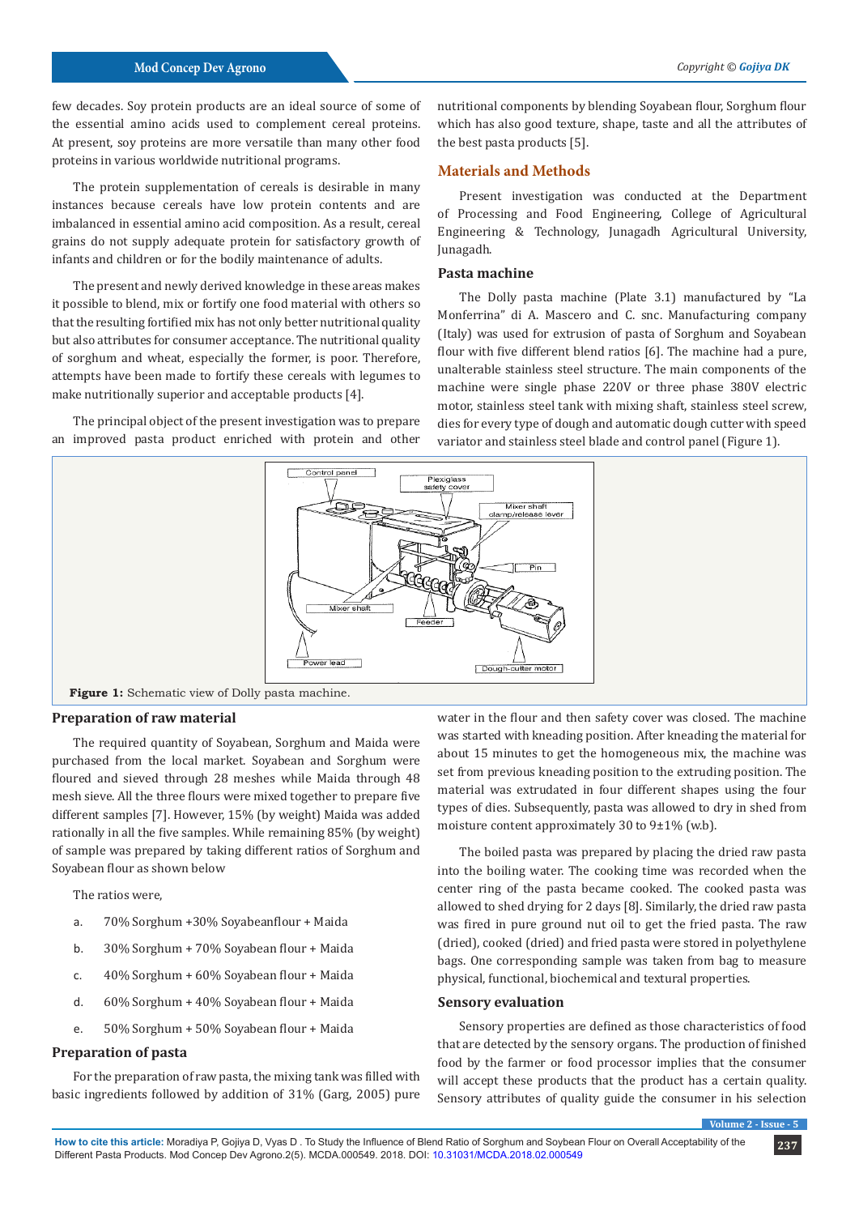few decades. Soy protein products are an ideal source of some of the essential amino acids used to complement cereal proteins. At present, soy proteins are more versatile than many other food proteins in various worldwide nutritional programs.

The protein supplementation of cereals is desirable in many instances because cereals have low protein contents and are imbalanced in essential amino acid composition. As a result, cereal grains do not supply adequate protein for satisfactory growth of infants and children or for the bodily maintenance of adults.

The present and newly derived knowledge in these areas makes it possible to blend, mix or fortify one food material with others so that the resulting fortified mix has not only better nutritional quality but also attributes for consumer acceptance. The nutritional quality of sorghum and wheat, especially the former, is poor. Therefore, attempts have been made to fortify these cereals with legumes to make nutritionally superior and acceptable products [4].

The principal object of the present investigation was to prepare an improved pasta product enriched with protein and other nutritional components by blending Soyabean flour, Sorghum flour which has also good texture, shape, taste and all the attributes of the best pasta products [5].

## Materials and Methods

Present investigation was conducted at the Department of Processing and Food Engineering, College of Agricultural Engineering & Technology, Junagadh Agricultural University, Junagadh.

### Pasta machine

The Dolly pasta machine (Plate 3.1) manufactured by "La Monferrina" di A. Mascero and C. snc. Manufacturing company (Italy) was used for extrusion of pasta of Sorghum and Soyabean flour with five different blend ratios [6]. The machine had a pure, unalterable stainless steel structure. The main components of the machine were single phase 220V or three phase 380V electric motor, stainless steel tank with mixing shaft, stainless steel screw, dies for every type of dough and automatic dough cutter with speed variator and stainless steel blade and control panel (Figure 1).

**Figure 1:** Schematic view of Dolly pasta machine.

### Preparation of raw material

The required quantity of Soyabean, Sorghum and Maida were purchased from the local market. Soyabean and Sorghum were floured and sieved through 28 meshes while Maida through 48 mesh sieve. All the three flours were mixed together to prepare five different samples [7]. However, 15% (by weight) Maida was added rationally in all the five samples. While remaining 85% (by weight) of sample was prepared by taking different ratios of Sorghum and Soyabean flour as shown below

The ratios were,

a. 70% Sorghum +30% Soyabeanflour + Maida

b. 30% Sorghum + 70% Soyabean flour + Maida

c. 40% Sorghum + 60% Soyabean flour + Maida

d. 60% Sorghum + 40% Soyabean flour + Maida

e. 50% Sorghum + 50% Soyabean flour + Maida

### Preparation of pasta

For the preparation of raw pasta, the mixing tank was filled with basic ingredients followed by addition of 31% (Garg, 2005) pure water in the flour and then safety cover was closed. The machine was started with kneading position. After kneading the material for about 15 minutes to get the homogeneous mix, the machine was set from previous kneading position to the extruding position. The material was extrudated in four different shapes using the four types of dies. Subsequently, pasta was allowed to dry in shed from moisture content approximately 30 to 9±1% (w.b).

The boiled pasta was prepared by placing the dried raw pasta into the boiling water. The cooking time was recorded when the center ring of the pasta became cooked. The cooked pasta was allowed to shed drying for 2 days [8]. Similarly, the dried raw pasta was fired in pure ground nut oil to get the fried pasta. The raw (dried), cooked (dried) and fried pasta were stored in polyethylene bags. One corresponding sample was taken from bag to measure physical, functional, biochemical and textural properties.

### Sensory evaluation

Sensory properties are defined as those characteristics of food that are detected by the sensory organs. The production of finished food by the farmer or food processor implies that the consumer will accept these products that the product has a certain quality. Sensory attributes of quality guide the consumer in his selection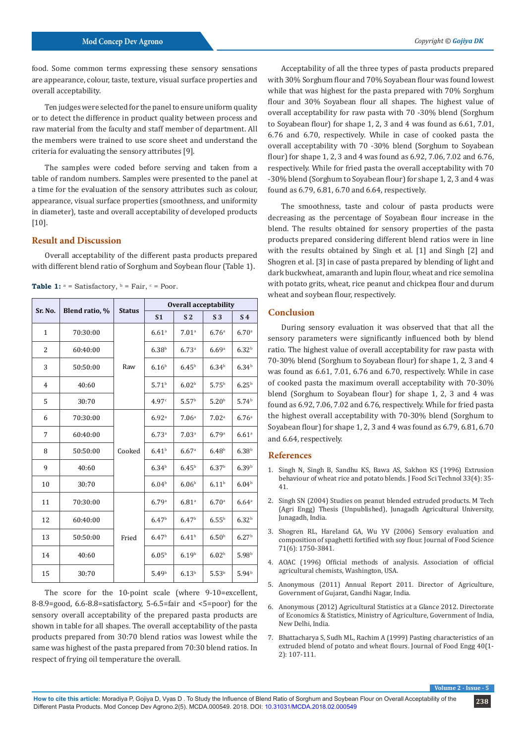food. Some common terms expressing these sensory sensations are appearance, colour, taste, texture, visual surface properties and overall acceptability.

Ten judges were selected for the panel to ensure uniform quality or to detect the difference in product quality between process and raw material from the faculty and staff member of department. All the members were trained to use score sheet and understand the criteria for evaluating the sensory attributes [9].

The samples were coded before serving and taken from a table of random numbers. Samples were presented to the panel at a time for the evaluation of the sensory attributes such as colour, appearance, visual surface properties (smoothness, and uniformity in diameter), taste and overall acceptability of developed products [10].

## Result and Discussion

Overall acceptability of the different pasta products prepared with different blend ratio of Sorghum and Soybean flour (Table 1).

**Table 1:** $^a$ = Satisfactory, $^b$ = Fair, $^c$ = Poor.

| Sr. No. | Blend ratio, % | Status | Overall acceptability | | | |
|---|---|---|---|---|---|---|
| | | | S1 | S 2 | S 3 | S 4 |
| 1 | 70:30:00 | Raw | 6.61$^a$ | 7.01$^a$ | 6.76$^a$ | 6.70$^a$ |
| 2 | 60:40:00 | | 6.38$^b$ | 6.73$^a$ | 6.69$^a$ | 6.32$^b$ |
| 3 | 50:50:00 | | 6.16$^b$ | 6.45$^b$ | 6.34$^b$ | 6.34$^b$ |
| 4 | 40:60 | | 5.71$^b$ | 6.02$^b$ | 5.75$^b$ | 6.25$^b$ |
| 5 | 30:70 | | 4.97$^c$ | 5.57$^b$ | 5.20$^b$ | 5.74$^b$ |
| 6 | 70:30:00 | Cooked | 6.92$^a$ | 7.06$^a$ | 7.02$^a$ | 6.76$^a$ |
| 7 | 60:40:00 | | 6.73$^a$ | 7.03$^a$ | 6.79$^a$ | 6.61$^a$ |
| 8 | 50:50:00 | | 6.41$^b$ | 6.67$^a$ | 6.48$^b$ | 6.38$^b$ |
| 9 | 40:60 | | 6.34$^b$ | 6.45$^b$ | 6.37$^b$ | 6.39$^b$ |
| 10 | 30:70 | | 6.04$^b$ | 6.06$^b$ | 6.11$^b$ | 6.04$^b$ |
| 11 | 70:30:00 | Fried | 6.79$^a$ | 6.81$^a$ | 6.70$^a$ | 6.64$^a$ |
| 12 | 60:40:00 | | 6.47$^b$ | 6.47$^b$ | 6.55$^b$ | 6.32$^b$ |
| 13 | 50:50:00 | | 6.47$^b$ | 6.41$^b$ | 6.50$^b$ | 6.27$^b$ |
| 14 | 40:60 | | 6.05$^b$ | 6.19$^b$ | 6.02$^b$ | 5.98$^b$ |
| 15 | 30:70 | | 5.49$^b$ | 6.13$^b$ | 5.53$^b$ | 5.94$^b$ |

The score for the 10-point scale (where 9-10=excellent, 8-8.9=good, 6.6-8.8=satisfactory, 5-6.5=fair and <5=poor) for the sensory overall acceptability of the prepared pasta products are shown in table for all shapes. The overall acceptability of the pasta products prepared from 30:70 blend ratios was lowest while the same was highest of the pasta prepared from 70:30 blend ratios. In respect of frying oil temperature the overall.

Acceptability of all the three types of pasta products prepared with 30% Sorghum flour and 70% Soyabean flour was found lowest while that was highest for the pasta prepared with 70% Sorghum flour and 30% Soyabean flour all shapes. The highest value of overall acceptability for raw pasta with 70 -30% blend (Sorghum to Soyabean flour) for shape 1, 2, 3 and 4 was found as 6.61, 7.01, 6.76 and 6.70, respectively. While in case of cooked pasta the overall acceptability with 70 -30% blend (Sorghum to Soyabean flour) for shape 1, 2, 3 and 4 was found as 6.92, 7.06, 7.02 and 6.76, respectively. While for fried pasta the overall acceptability with 70 -30% blend (Sorghum to Soyabean flour) for shape 1, 2, 3 and 4 was found as 6.79, 6.81, 6.70 and 6.64, respectively.

The smoothness, taste and colour of pasta products were decreasing as the percentage of Soyabean flour increase in the blend. The results obtained for sensory properties of the pasta products prepared considering different blend ratios were in line with the results obtained by Singh et al. [1] and Singh [2] and Shogren et al. [3] in case of pasta prepared by blending of light and dark buckwheat, amaranth and lupin flour, wheat and rice semolina with potato grits, wheat, rice peanut and chickpea flour and durum wheat and soybean flour, respectively.

## Conclusion

During sensory evaluation it was observed that that all the sensory parameters were significantly influenced both by blend ratio. The highest value of overall acceptability for raw pasta with 70-30% blend (Sorghum to Soyabean flour) for shape 1, 2, 3 and 4 was found as 6.61, 7.01, 6.76 and 6.70, respectively. While in case of cooked pasta the maximum overall acceptability with 70-30% blend (Sorghum to Soyabean flour) for shape 1, 2, 3 and 4 was found as 6.92, 7.06, 7.02 and 6.76, respectively. While for fried pasta the highest overall acceptability with 70-30% blend (Sorghum to Soyabean flour) for shape 1, 2, 3 and 4 was found as 6.79, 6.81, 6.70 and 6.64, respectively.

## References

1. Singh N, Singh B, Sandhu KS, Bawa AS, Sakhon KS (1996) Extrusion behaviour of wheat rice and potato blends. J Food Sci Technol 33(4): 35-41.
2. Singh SN (2004) Studies on peanut blended extruded products. M Tech (Agri Engg) Thesis (Unpublished), Junagadh Agricultural University, Junagadh, India.
3. Shogren RL, Hareland GA, Wu YV (2006) Sensory evaluation and composition of spaghetti fortified with soy flour. Journal of Food Science 71(6): 1750-3841.
4. AOAC (1996) Official methods of analysis. Association of official agricultural chemists, Washington, USA.
5. Anonymous (2011) Annual Report 2011. Director of Agriculture, Government of Gujarat, Gandhi Nagar, India.
6. Anonymous (2012) Agricultural Statistics at a Glance 2012. Directorate of Economics & Statistics, Ministry of Agriculture, Government of India, New Delhi, India.
7. Bhattacharya S, Sudh ML, Rachim A (1999) Pasting characteristics of an extruded blend of potato and wheat flours. Journal of Food Engg 40(1-2): 107-111.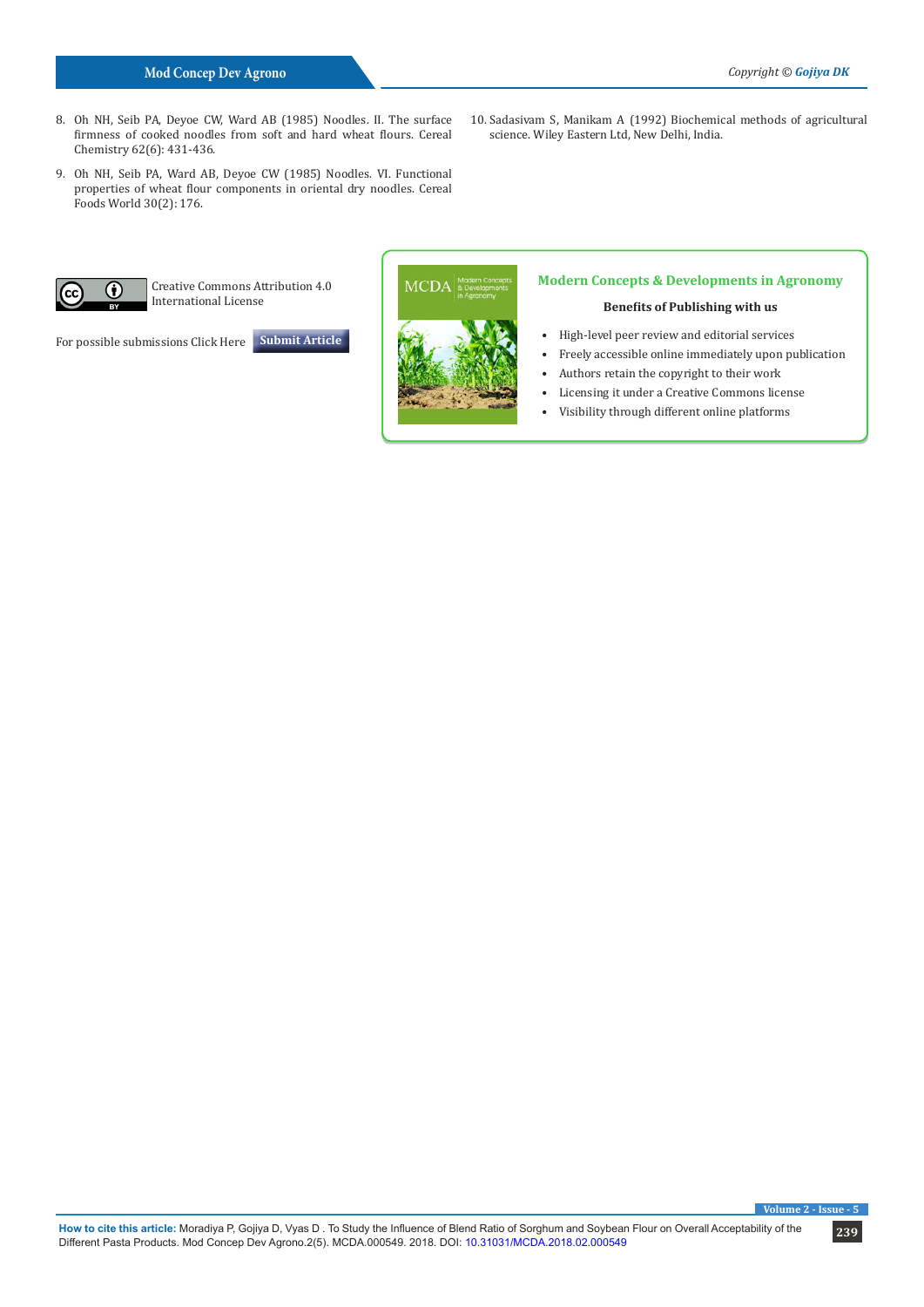8. Oh NH, Seib PA, Deyoe CW, Ward AB (1985) Noodles. II. The surface firmness of cooked noodles from soft and hard wheat flours. Cereal Chemistry 62(6): 431-436.
9. Oh NH, Seib PA, Ward AB, Deyoe CW (1985) Noodles. VI. Functional properties of wheat flour components in oriental dry noodles. Cereal Foods World 30(2): 176.
10. Sadasivam S, Manikam A (1992) Biochemical methods of agricultural science. Wiley Eastern Ltd, New Delhi, India.

Creative Commons Attribution 4.0 International License

For possible submissions Click Here **Submit Article**

## Modern Concepts & Developments in Agronomy

**Benefits of Publishing with us**

- High-level peer review and editorial services
- Freely accessible online immediately upon publication
- Authors retain the copyright to their work
- Licensing it under a Creative Commons license
- Visibility through different online platforms

**How to cite this article:** Moradiya P, Gojiya D, Vyas D . To Study the Influence of Blend Ratio of Sorghum and Soybean Flour on Overall Acceptability of the Different Pasta Products. Mod Concep Dev Agrono.2(5). MCDA.000549. 2018. DOI: 10.31031/MCDA.2018.02.000549